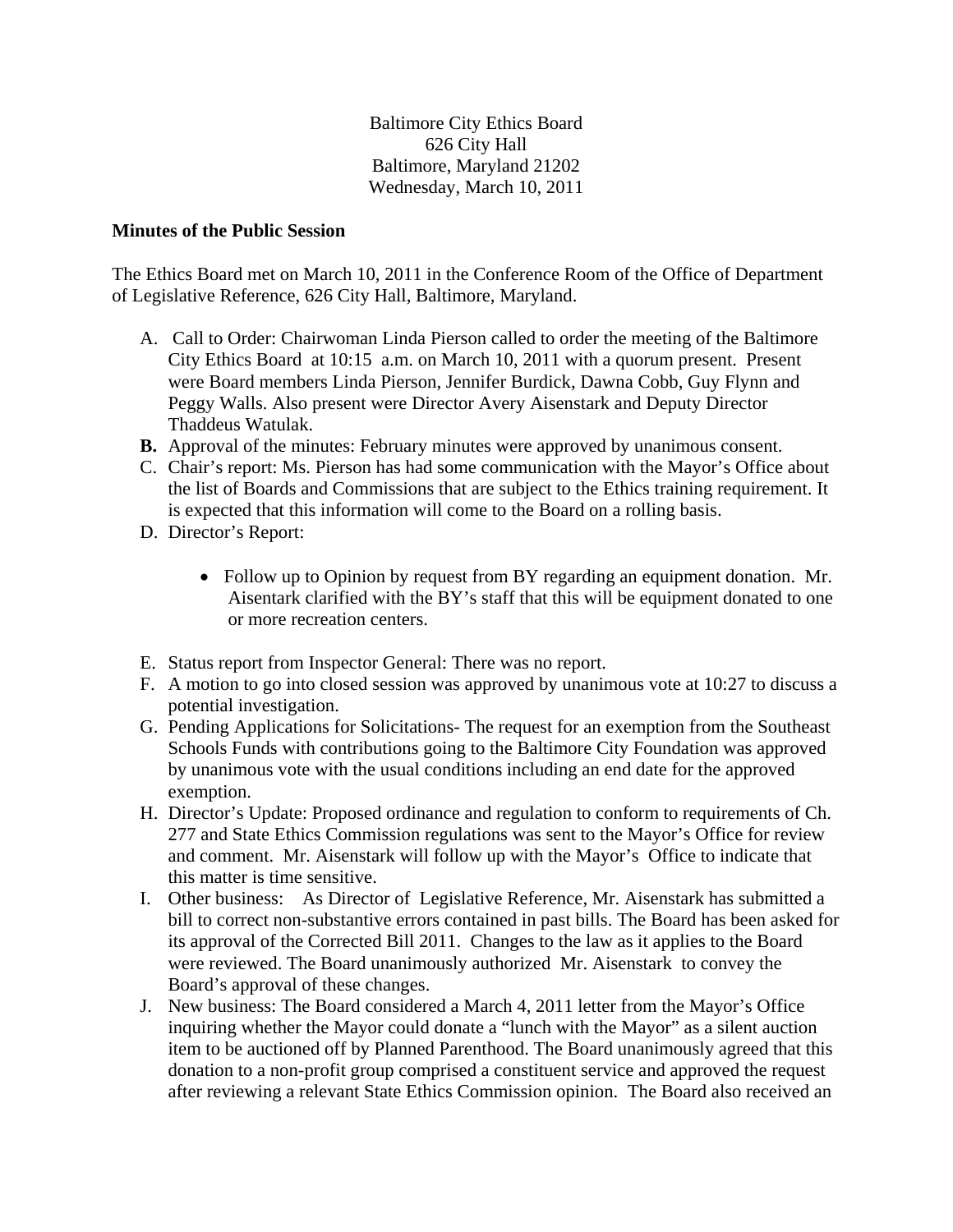Baltimore City Ethics Board
626 City Hall
Baltimore, Maryland 21202
Wednesday, March 10, 2011

**Minutes of the Public Session**

The Ethics Board met on March 10, 2011 in the Conference Room of the Office of Department of Legislative Reference, 626 City Hall, Baltimore, Maryland.

A. Call to Order: Chairwoman Linda Pierson called to order the meeting of the Baltimore City Ethics Board at 10:15 a.m. on March 10, 2011 with a quorum present. Present were Board members Linda Pierson, Jennifer Burdick, Dawna Cobb, Guy Flynn and Peggy Walls. Also present were Director Avery Aisenstark and Deputy Director Thaddeus Watulak.

**B.** Approval of the minutes: February minutes were approved by unanimous consent.

C. Chair's report: Ms. Pierson has had some communication with the Mayor's Office about the list of Boards and Commissions that are subject to the Ethics training requirement. It is expected that this information will come to the Board on a rolling basis.

D. Director's Report:

- Follow up to Opinion by request from BY regarding an equipment donation. Mr. Aisentark clarified with the BY's staff that this will be equipment donated to one or more recreation centers.

E. Status report from Inspector General: There was no report.

F. A motion to go into closed session was approved by unanimous vote at 10:27 to discuss a potential investigation.

G. Pending Applications for Solicitations- The request for an exemption from the Southeast Schools Funds with contributions going to the Baltimore City Foundation was approved by unanimous vote with the usual conditions including an end date for the approved exemption.

H. Director's Update: Proposed ordinance and regulation to conform to requirements of Ch. 277 and State Ethics Commission regulations was sent to the Mayor's Office for review and comment. Mr. Aisenstark will follow up with the Mayor's Office to indicate that this matter is time sensitive.

I. Other business: As Director of Legislative Reference, Mr. Aisenstark has submitted a bill to correct non-substantive errors contained in past bills. The Board has been asked for its approval of the Corrected Bill 2011. Changes to the law as it applies to the Board were reviewed. The Board unanimously authorized Mr. Aisenstark to convey the Board's approval of these changes.

J. New business: The Board considered a March 4, 2011 letter from the Mayor's Office inquiring whether the Mayor could donate a "lunch with the Mayor" as a silent auction item to be auctioned off by Planned Parenthood. The Board unanimously agreed that this donation to a non-profit group comprised a constituent service and approved the request after reviewing a relevant State Ethics Commission opinion. The Board also received an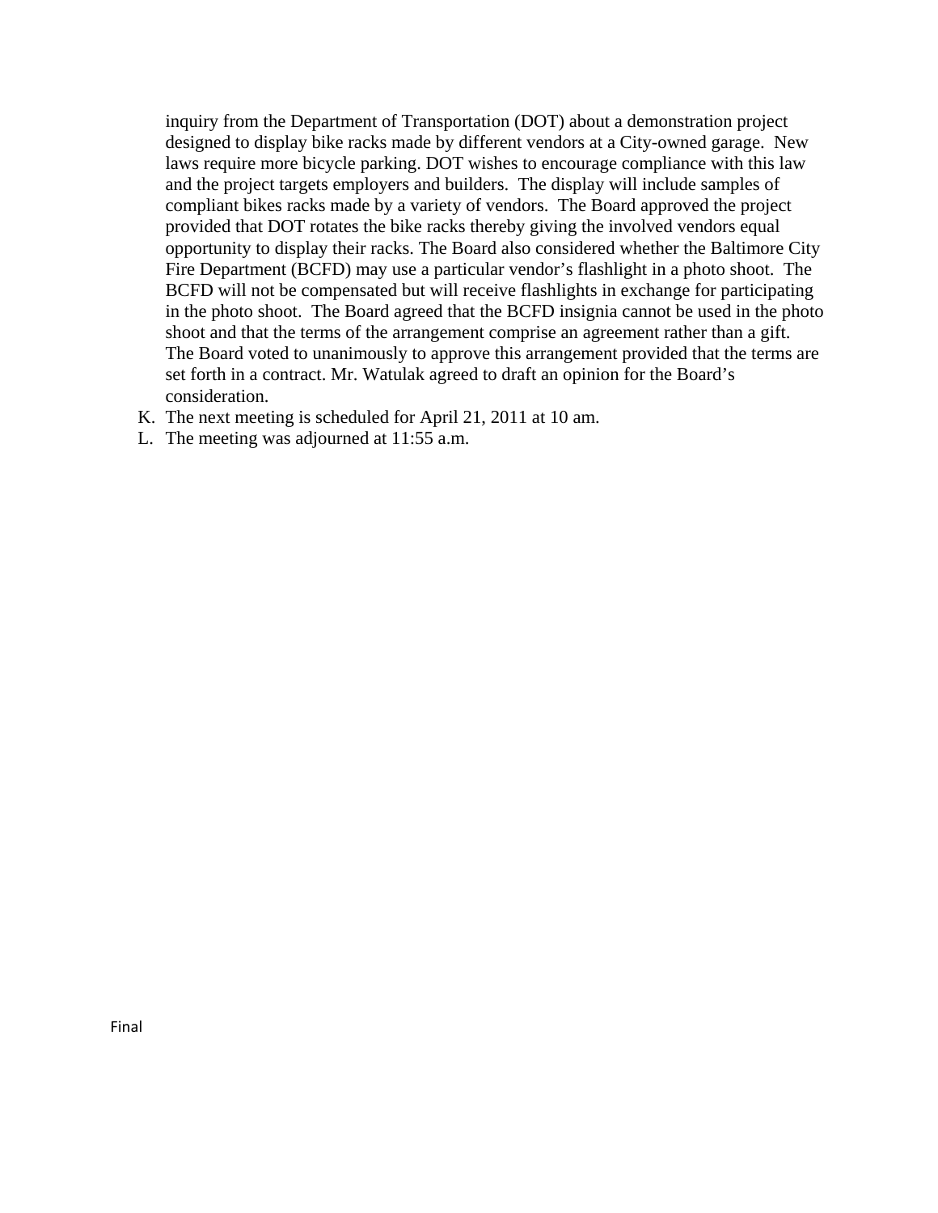inquiry from the Department of Transportation (DOT) about a demonstration project designed to display bike racks made by different vendors at a City-owned garage. New laws require more bicycle parking. DOT wishes to encourage compliance with this law and the project targets employers and builders. The display will include samples of compliant bikes racks made by a variety of vendors. The Board approved the project provided that DOT rotates the bike racks thereby giving the involved vendors equal opportunity to display their racks. The Board also considered whether the Baltimore City Fire Department (BCFD) may use a particular vendor's flashlight in a photo shoot. The BCFD will not be compensated but will receive flashlights in exchange for participating in the photo shoot. The Board agreed that the BCFD insignia cannot be used in the photo shoot and that the terms of the arrangement comprise an agreement rather than a gift. The Board voted to unanimously to approve this arrangement provided that the terms are set forth in a contract. Mr. Watulak agreed to draft an opinion for the Board's consideration.

K. The next meeting is scheduled for April 21, 2011 at 10 am.
L. The meeting was adjourned at 11:55 a.m.

Final